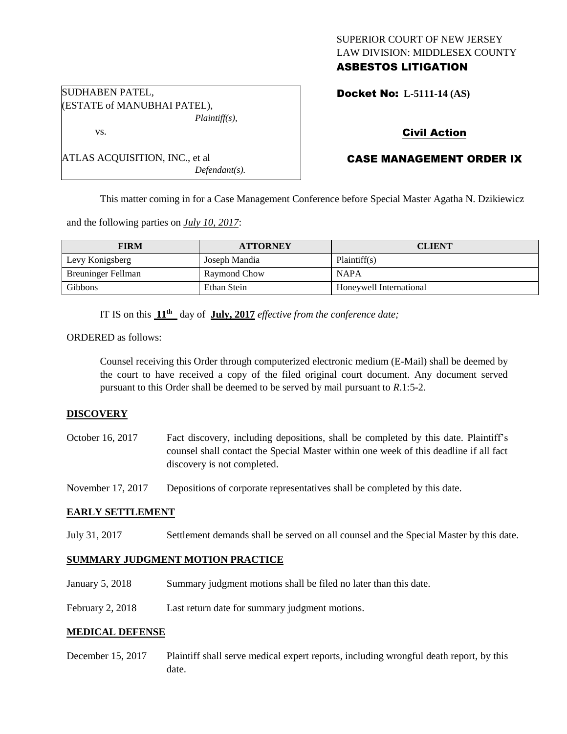SUPERIOR COURT OF NEW JERSEY
LAW DIVISION: MIDDLESEX COUNTY
**ASBESTOS LITIGATION**

SUDHABEN PATEL,
(ESTATE of MANUBHAI PATEL),
*Plaintiff(s),*

vs.

ATLAS ACQUISITION, INC., et al
*Defendant(s).*

**Docket No: L-5111-14 (AS)**

**Civil Action**

**CASE MANAGEMENT ORDER IX**

This matter coming in for a Case Management Conference before Special Master Agatha N. Dzikiewicz and the following parties on *July 10, 2017*:

| FIRM | ATTORNEY | CLIENT |
|---|---|---|
| Levy Konigsberg | Joseph Mandia | Plaintiff(s) |
| Breuninger Fellman | Raymond Chow | NAPA |
| Gibbons | Ethan Stein | Honeywell International |

IT IS on this **11th** day of **July, 2017** *effective from the conference date;*

ORDERED as follows:

Counsel receiving this Order through computerized electronic medium (E-Mail) shall be deemed by the court to have received a copy of the filed original court document. Any document served pursuant to this Order shall be deemed to be served by mail pursuant to *R*.1:5-2.

**DISCOVERY**

October 16, 2017 — Fact discovery, including depositions, shall be completed by this date. Plaintiff's counsel shall contact the Special Master within one week of this deadline if all fact discovery is not completed.

November 17, 2017 — Depositions of corporate representatives shall be completed by this date.

**EARLY SETTLEMENT**

July 31, 2017 — Settlement demands shall be served on all counsel and the Special Master by this date.

**SUMMARY JUDGMENT MOTION PRACTICE**

January 5, 2018 — Summary judgment motions shall be filed no later than this date.

February 2, 2018 — Last return date for summary judgment motions.

**MEDICAL DEFENSE**

December 15, 2017 — Plaintiff shall serve medical expert reports, including wrongful death report, by this date.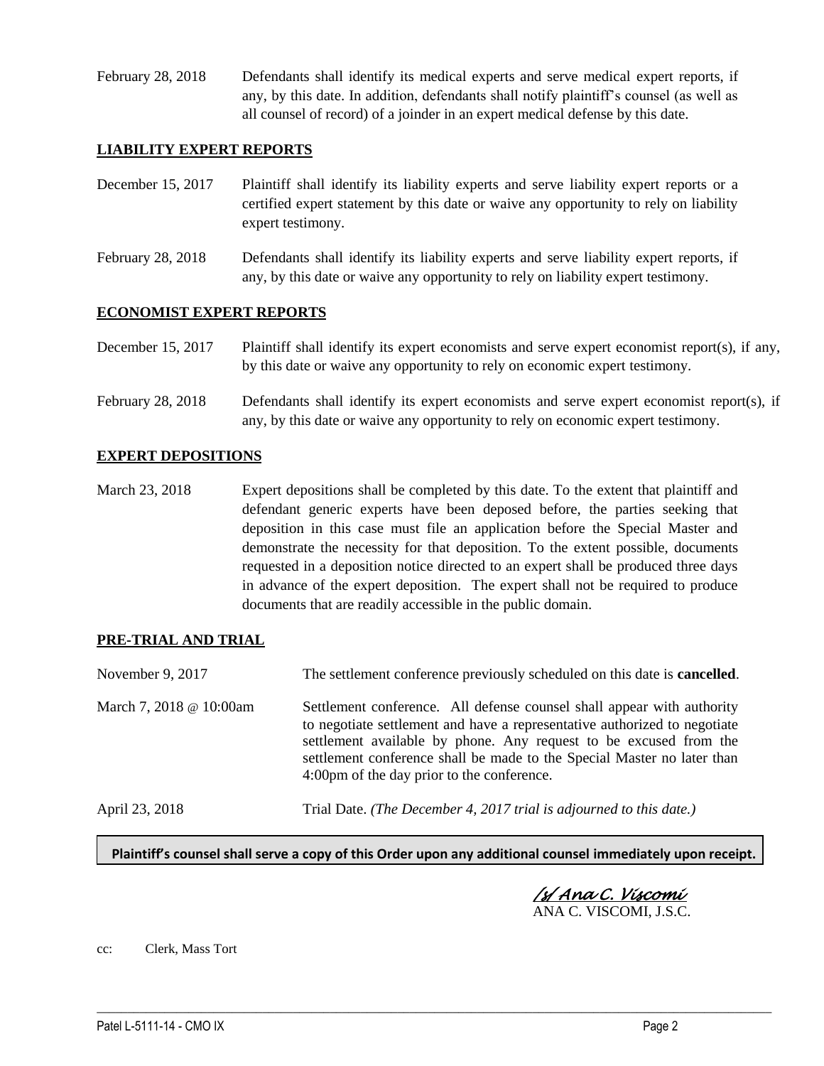February 28, 2018 Defendants shall identify its medical experts and serve medical expert reports, if any, by this date. In addition, defendants shall notify plaintiff's counsel (as well as all counsel of record) of a joinder in an expert medical defense by this date.

## LIABILITY EXPERT REPORTS

December 15, 2017 Plaintiff shall identify its liability experts and serve liability expert reports or a certified expert statement by this date or waive any opportunity to rely on liability expert testimony.

February 28, 2018 Defendants shall identify its liability experts and serve liability expert reports, if any, by this date or waive any opportunity to rely on liability expert testimony.

## ECONOMIST EXPERT REPORTS

December 15, 2017 Plaintiff shall identify its expert economists and serve expert economist report(s), if any, by this date or waive any opportunity to rely on economic expert testimony.

February 28, 2018 Defendants shall identify its expert economists and serve expert economist report(s), if any, by this date or waive any opportunity to rely on economic expert testimony.

## EXPERT DEPOSITIONS

March 23, 2018 Expert depositions shall be completed by this date. To the extent that plaintiff and defendant generic experts have been deposed before, the parties seeking that deposition in this case must file an application before the Special Master and demonstrate the necessity for that deposition. To the extent possible, documents requested in a deposition notice directed to an expert shall be produced three days in advance of the expert deposition. The expert shall not be required to produce documents that are readily accessible in the public domain.

## PRE-TRIAL AND TRIAL

November 9, 2017 The settlement conference previously scheduled on this date is **cancelled**.

March 7, 2018 @ 10:00am Settlement conference. All defense counsel shall appear with authority to negotiate settlement and have a representative authorized to negotiate settlement available by phone. Any request to be excused from the settlement conference shall be made to the Special Master no later than 4:00pm of the day prior to the conference.

April 23, 2018 Trial Date. *(The December 4, 2017 trial is adjourned to this date.)*

**Plaintiff's counsel shall serve a copy of this Order upon any additional counsel immediately upon receipt.**

*/s/ Ana C. Viscomi*
ANA C. VISCOMI, J.S.C.

cc: Clerk, Mass Tort